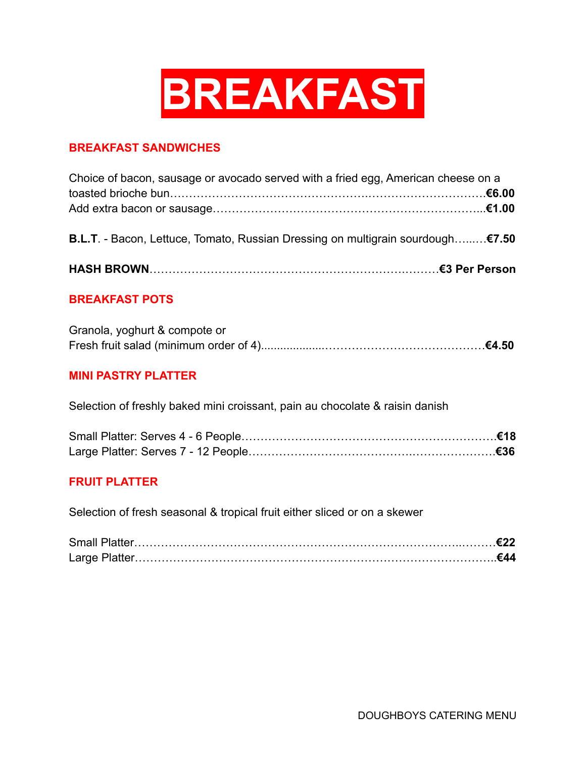# BREAKFAST

## BREAKFAST SANDWICHES

Choice of bacon, sausage or avocado served with a fried egg, American cheese on a toasted brioche bun……………………………………….…………………………**€6.00**
Add extra bacon or sausage………………………………………………………...**€1.00**

**B.L.T**. - Bacon, Lettuce, Tomato, Russian Dressing on multigrain sourdough…...…**€7.50**

**HASH BROWN**………………………………………………………….………**€3 Per Person**

## BREAKFAST POTS

Granola, yoghurt & compote or
Fresh fruit salad (minimum order of 4)....................………………………………**€4.50**

## MINI PASTRY PLATTER

Selection of freshly baked mini croissant, pain au chocolate & raisin danish

Small Platter: Serves 4 - 6 People……………………………….……………………**€18**
Large Platter: Serves 7 - 12 People…………………………………..…………………**€36**

## FRUIT PLATTER

Selection of fresh seasonal & tropical fruit either sliced or on a skewer

Small Platter…………………………………………………………………..………**€22**
Large Platter……………………………………………………….…………………..**€44**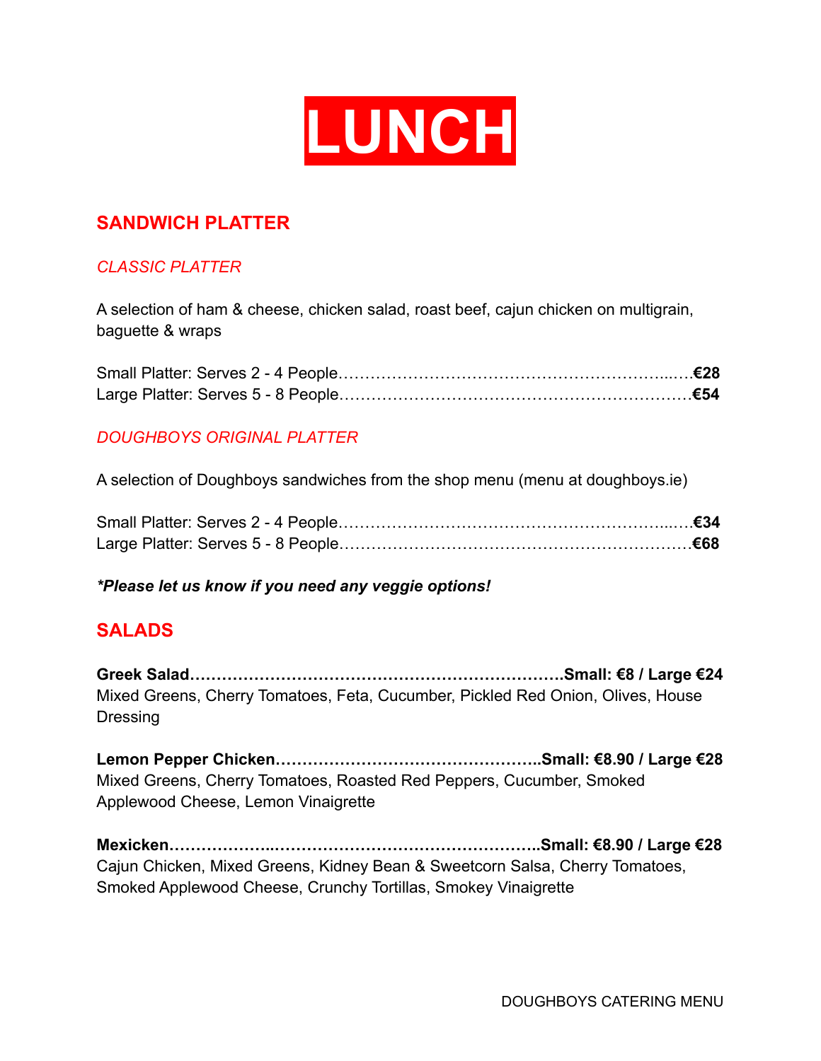# LUNCH

## SANDWICH PLATTER

### *CLASSIC PLATTER*

A selection of ham & cheese, chicken salad, roast beef, cajun chicken on multigrain, baguette & wraps

Small Platter: Serves 2 - 4 People……………………………………………………...…**€28**
Large Platter: Serves 5 - 8 People…………………………………………………………**€54**

### *DOUGHBOYS ORIGINAL PLATTER*

A selection of Doughboys sandwiches from the shop menu (menu at doughboys.ie)

Small Platter: Serves 2 - 4 People……………………………………………………...…**€34**
Large Platter: Serves 5 - 8 People…………………………………………………………**€68**

***Please let us know if you need any veggie options!***

## SALADS

**Greek Salad…………………………………………………………….Small: €8 / Large €24**
Mixed Greens, Cherry Tomatoes, Feta, Cucumber, Pickled Red Onion, Olives, House Dressing

**Lemon Pepper Chicken…………………………………………..Small: €8.90 / Large €28**
Mixed Greens, Cherry Tomatoes, Roasted Red Peppers, Cucumber, Smoked Applewood Cheese, Lemon Vinaigrette

**Mexicken……………….……………………………………………..Small: €8.90 / Large €28**
Cajun Chicken, Mixed Greens, Kidney Bean & Sweetcorn Salsa, Cherry Tomatoes, Smoked Applewood Cheese, Crunchy Tortillas, Smokey Vinaigrette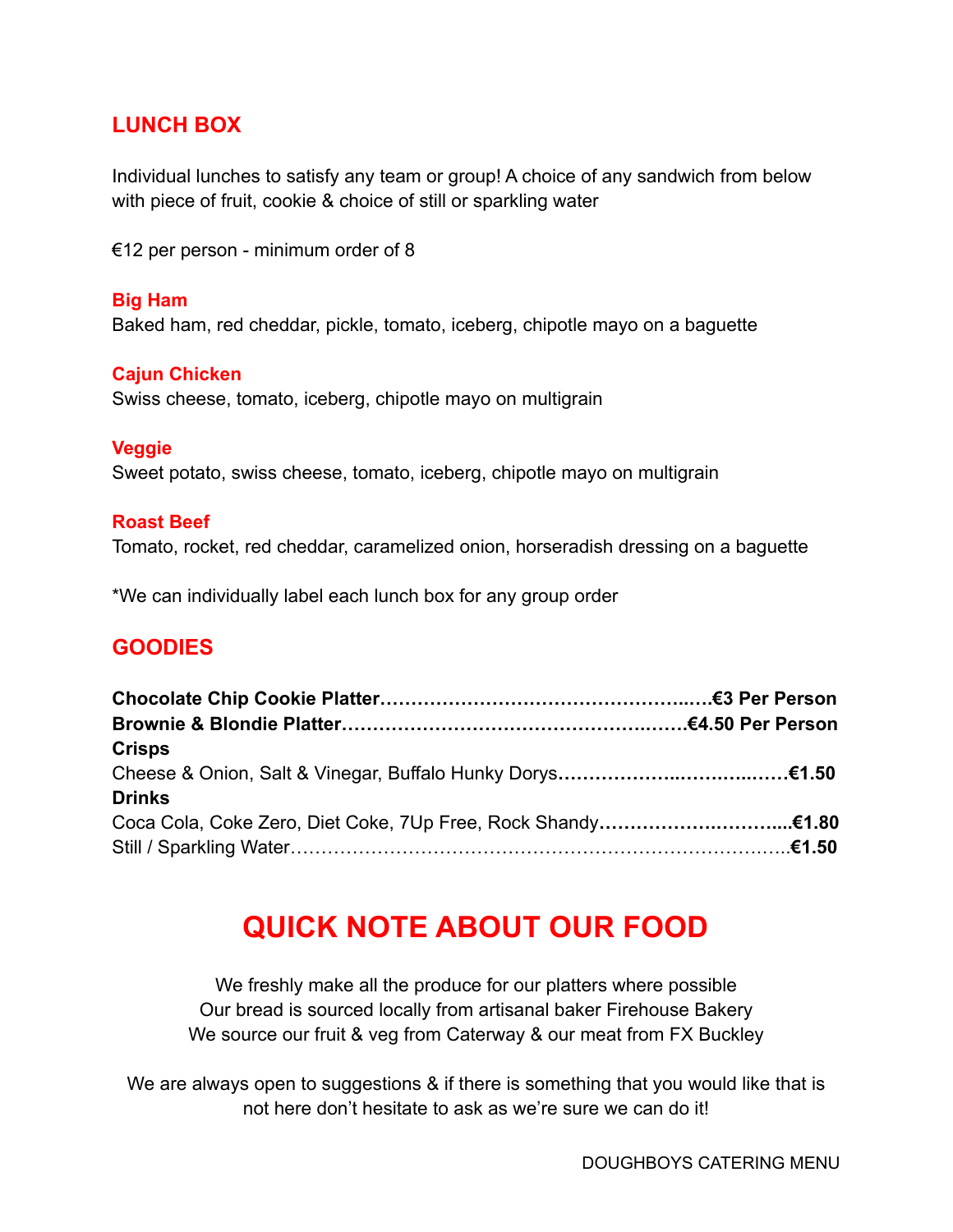## LUNCH BOX

Individual lunches to satisfy any team or group! A choice of any sandwich from below with piece of fruit, cookie & choice of still or sparkling water

€12 per person - minimum order of 8

### Big Ham

Baked ham, red cheddar, pickle, tomato, iceberg, chipotle mayo on a baguette

### Cajun Chicken

Swiss cheese, tomato, iceberg, chipotle mayo on multigrain

### Veggie

Sweet potato, swiss cheese, tomato, iceberg, chipotle mayo on multigrain

### Roast Beef

Tomato, rocket, red cheddar, caramelized onion, horseradish dressing on a baguette

*We can individually label each lunch box for any group order

## GOODIES

**Chocolate Chip Cookie Platter…………………………………………..….€3 Per Person**
**Brownie & Blondie Platter……………………………………………..……€4.50 Per Person**
**Crisps**
Cheese & Onion, Salt & Vinegar, Buffalo Hunky Dorys**………………..……….…..……€1.50**
**Drinks**
Coca Cola, Coke Zero, Diet Coke, 7Up Free, Rock Shandy**…………….……….....€1.80**
Still / Sparkling Water……………………………………………………………….…….**€1.50**

# QUICK NOTE ABOUT OUR FOOD

We freshly make all the produce for our platters where possible
Our bread is sourced locally from artisanal baker Firehouse Bakery
We source our fruit & veg from Caterway & our meat from FX Buckley

We are always open to suggestions & if there is something that you would like that is not here don't hesitate to ask as we're sure we can do it!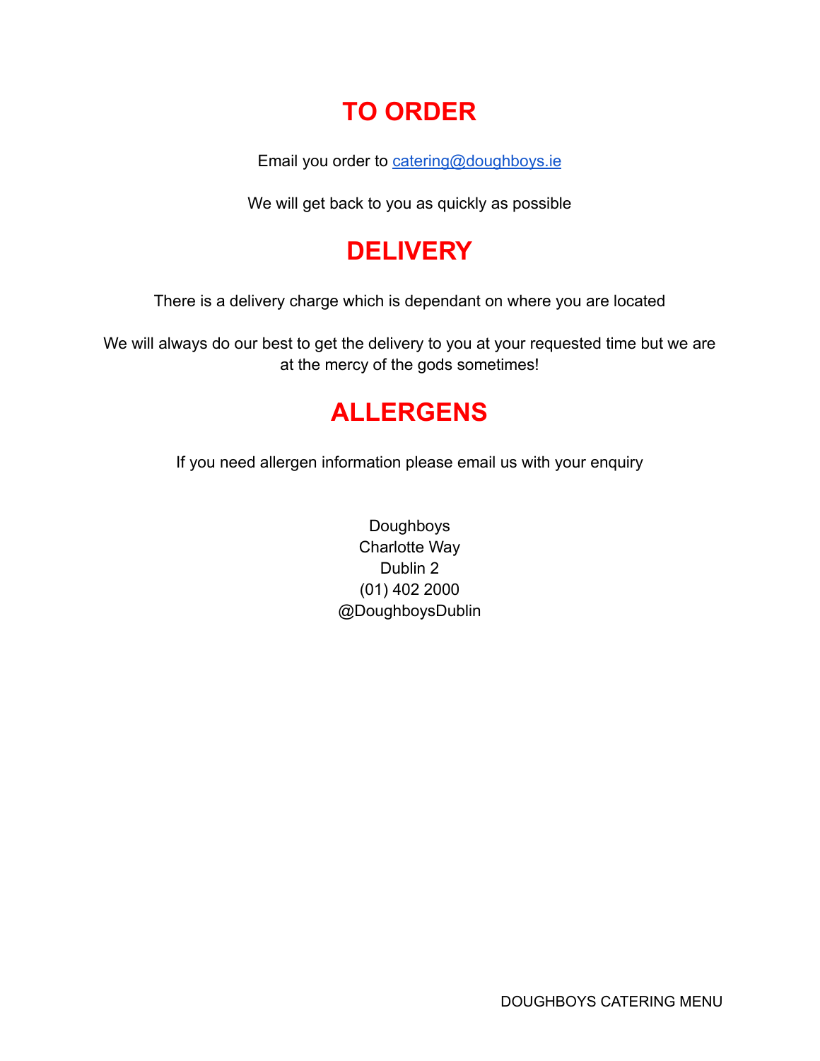# TO ORDER

Email you order to [catering@doughboys.ie](mailto:catering@doughboys.ie)

We will get back to you as quickly as possible

# DELIVERY

There is a delivery charge which is dependant on where you are located

We will always do our best to get the delivery to you at your requested time but we are at the mercy of the gods sometimes!

# ALLERGENS

If you need allergen information please email us with your enquiry

Doughboys
Charlotte Way
Dublin 2
(01) 402 2000
@DoughboysDublin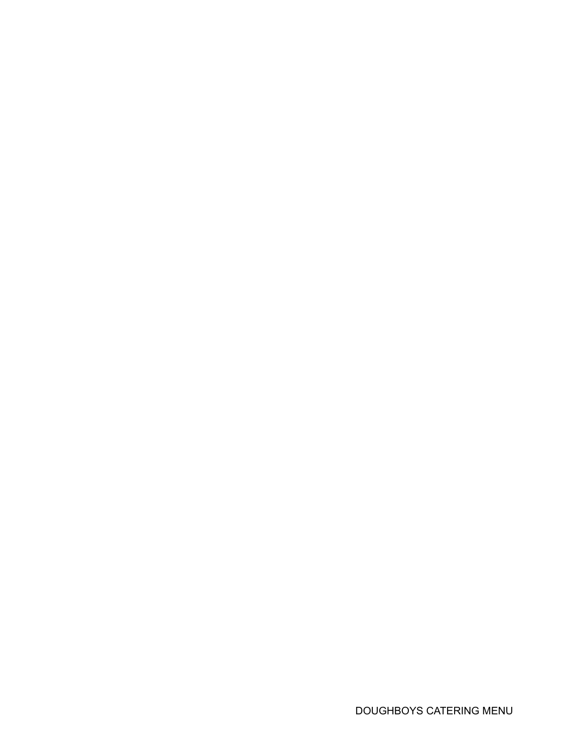DOUGHBOYS CATERING MENU